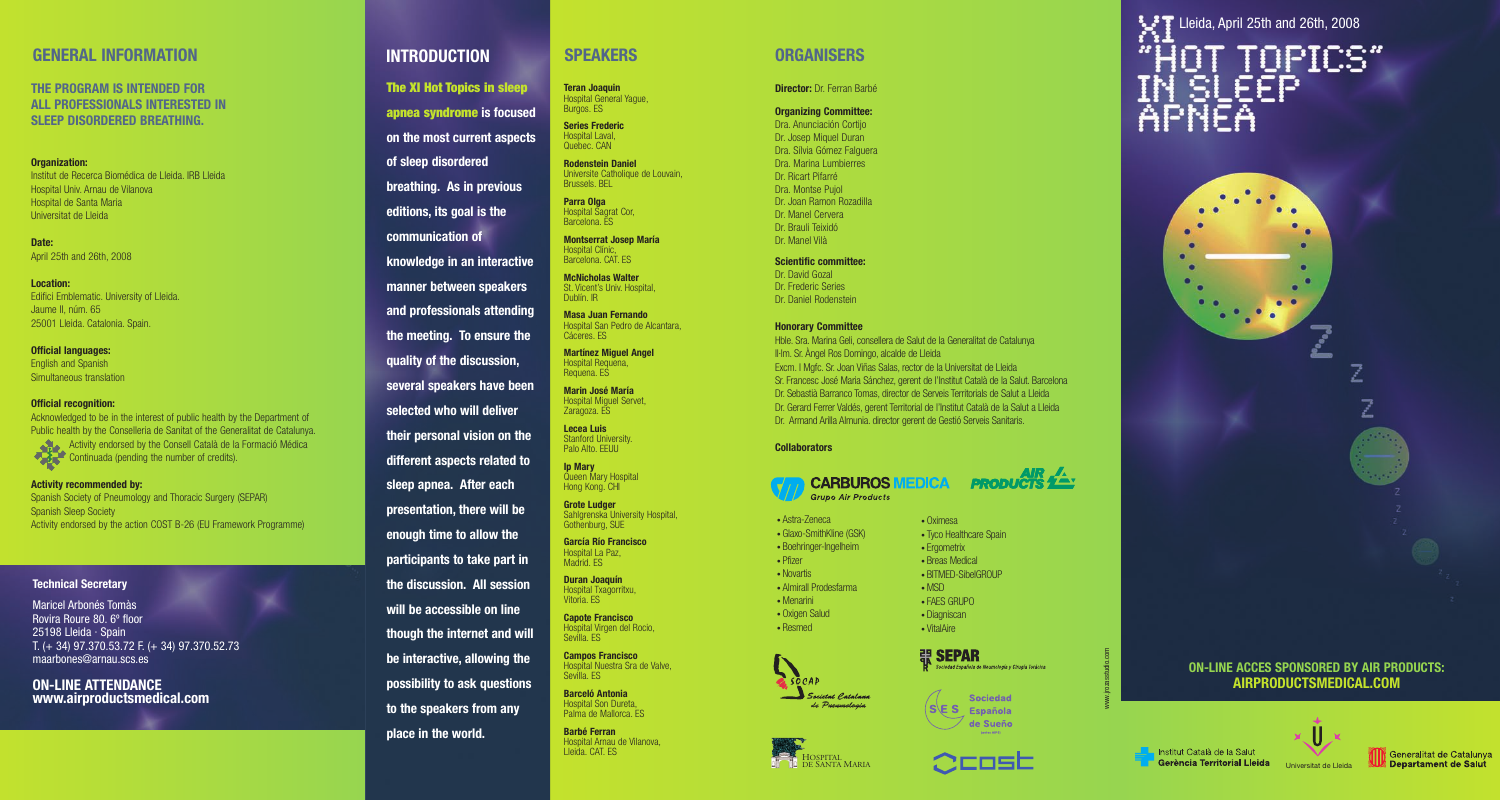## GENERAL INFORMATION

**THE PROGRAM IS INTENDED FOR ALL PROFESSIONALS INTERESTED IN SLEEP DISORDERED BREATHING.**

**Organization:**
Institut de Recerca Biomèdica de Lleida. IRB Lleida
Hospital Univ. Arnau de Vilanova
Hospital de Santa Maria
Universitat de Lleida

**Date:**
April 25th and 26th, 2008

**Location:**
Edifici Emblematic. University of Lleida.
Jaume II, núm. 65
25001 Lleida. Catalonia. Spain.

**Official languages:**
English and Spanish
Simultaneous translation

**Official recognition:**
Acknowledged to be in the interest of public health by the Department of Public health by the Conselleria de Sanitat of the Generalitat de Catalunya.
Activity endorsed by the Consell Català de la Formació Mèdica Continuada (pending the number of credits).

**Activity recommended by:**
Spanish Society of Pneumology and Thoracic Surgery (SEPAR)
Spanish Sleep Society
Activity endorsed by the action COST B-26 (EU Framework Programme)

**Technical Secretary**

Maricel Arbonés Tomàs
Rovira Roure 80. 6º floor
25198 Lleida · Spain
T. (+ 34) 97.370.53.72 F. (+ 34) 97.370.52.73
maarbones@arnau.scs.es

**ON-LINE ATTENDANCE**
**www.airproductsmedical.com**

## INTRODUCTION

**The XI Hot Topics in sleep apnea syndrome is focused on the most current aspects of sleep disordered breathing. As in previous editions, its goal is the communication of knowledge in an interactive manner between speakers and professionals attending the meeting. To ensure the quality of the discussion, several speakers have been selected who will deliver their personal vision on the different aspects related to sleep apnea. After each presentation, there will be enough time to allow the participants to take part in the discussion. All session will be accessible on line though the internet and will be interactive, allowing the possibility to ask questions to the speakers from any place in the world.**

## SPEAKERS

**Teran Joaquin**
Hospital General Yague, Burgos. ES

**Series Frederic**
Hospital Laval, Quebec. CAN

**Rodenstein Daniel**
Universite Catholique de Louvain, Brussels. BEL

**Parra Olga**
Hospital Sagrat Cor, Barcelona. ES

**Montserrat Josep María**
Hospital Clínic, Barcelona. CAT. ES

**McNicholas Walter**
St. Vicent's Univ. Hospital, Dublin. IR

**Masa Juan Fernando**
Hospital San Pedro de Alcantara, Càceres. ES

**Martínez Miguel Angel**
Hospital Requena, Requena. ES

**Marin José María**
Hospital Miguel Servet, Zaragoza. ES

**Lecea Luis**
Stanford University. Palo Alto. EEUU

**Ip Mary**
Queen Mary Hospital Hong Kong. CHI

**Grote Ludger**
Sahlgrenska University Hospital, Gothenburg, SUE

**García Río Francisco**
Hospital La Paz, Madrid. ES

**Duran Joaquín**
Hospital Txagorritxu, Vitoria. ES

**Capote Francisco**
Hospital Virgen del Rocio, Sevilla. ES

**Campos Francisco**
Hospital Nuestra Sra de Valve, Sevilla. ES

**Barceló Antonia**
Hospital Son Dureta, Palma de Mallorca. ES

**Barbé Ferran**
Hospital Arnau de Vilanova, Lleida. CAT. ES

## ORGANISERS

**Director:** Dr. Ferran Barbé

**Organizing Committee:**
Dra. Anunciación Cortijo
Dr. Josep Miquel Duran
Dra. Silvia Gómez Falguera
Dra. Marina Lumbierres
Dr. Ricart Pifarré
Dra. Montse Pujol
Dr. Joan Ramon Rozadilla
Dr. Manel Cervera
Dr. Braulí Teixidó
Dr. Manel Vilà

**Scientific committee:**
Dr. David Gozal
Dr. Frederic Series
Dr. Daniel Rodenstein

**Honorary Committee**
Hble. Sra. Marina Geli, consellera de Salut de la Generalitat de Catalunya
Il·lm. Sr. Àngel Ros Domingo, alcalde de Lleida
Excm. I Mgfc. Sr. Joan Viñas Salas, rector de la Universitat de Lleida
Sr. Francesc José María Sánchez, gerent de l'Institut Català de la Salut. Barcelona
Dr. Sebastià Barranco Tomas, director de Serveis Territorials de Salut a Lleida
Dr. Gerard Ferrer Valdés, gerent Territorial de l'Institut Català de la Salut a Lleida
Dr. Armand Arilla Almunia. director gerent de Gestió Serveis Sanitaris.

**Collaborators**

CARBUROS MEDICA Grupo Air Products
AIR PRODUCTS

- Astra-Zeneca
- Glaxo-SmithKline (GSK)
- Boehringer-Ingelheim
- Pfizer
- Novartis
- Almirall Prodesfarma
- Menarini
- Oxigen Salud
- Resmed
- Oximesa
- Tyco Healthcare Spain
- Ergometrix
- Breas Medical
- BITMED-SibelGROUP
- MSD
- FAES GRUPO
- Diagniscan
- VitalAire

SOCAP Societat Catalana de Pneumologia
SEPAR Sociedad Española de Neumología y Cirugía Torácica
Hospital de Santa Maria
Sociedad Española de Sueño
cost

www.jrosastudio.com

# XI "HOT TOPICS" IN SLEEP APNEA

Lleida, April 25th and 26th, 2008

**ON-LINE ACCES SPONSORED BY AIR PRODUCTS: AIRPRODUCTSMEDICAL.COM**

Institut Català de la Salut Gerència Territorial Lleida
Universitat de Lleida
Generalitat de Catalunya Departament de Salut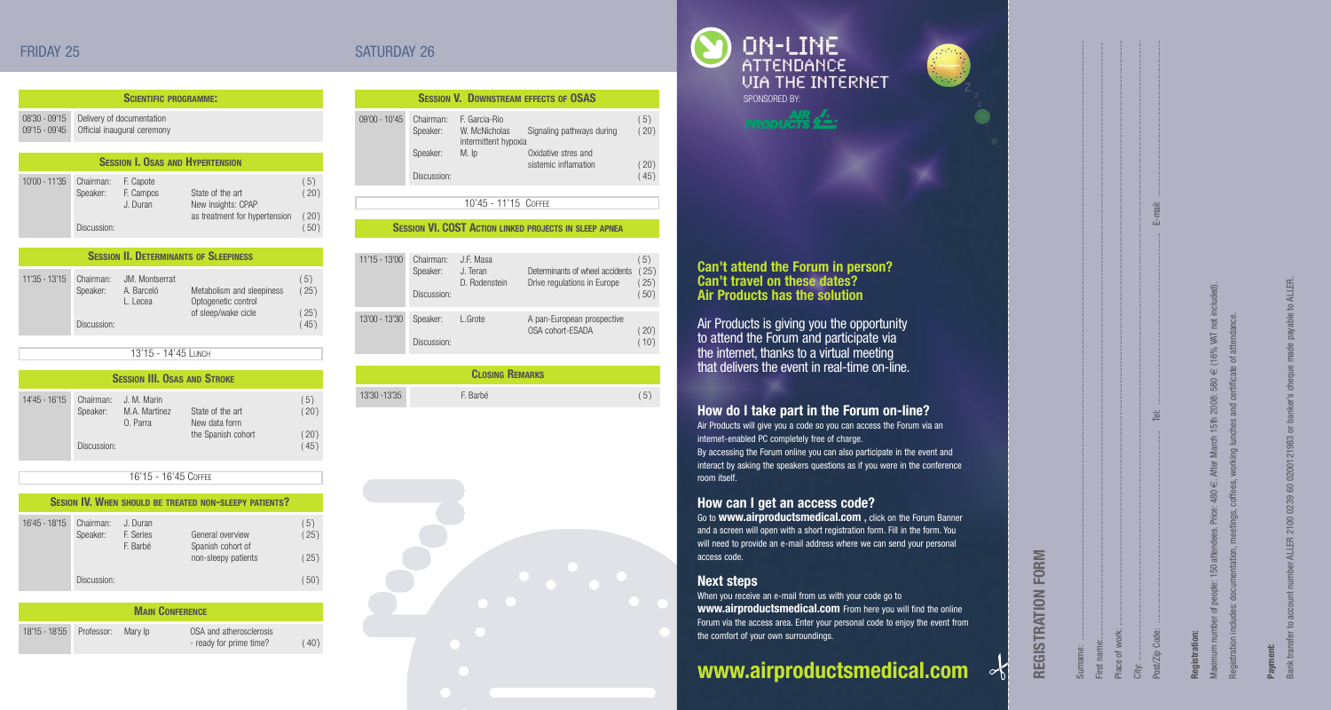## FRIDAY 25

| **SCIENTIFIC PROGRAMME:** | |
|---|---|
| 08'30 - 09'15 | Delivery of documentation |
| 09'15 - 09'45 | Official inaugural ceremony |

**SESSION I. OSAS AND HYPERTENSION**

| | | | | |
|---|---|---|---|---|
| 10'00 - 11'35 | Chairman: | F. Capote | | ( 5') |
| | Speaker: | F. Campos | State of the art | ( 20') |
| | | J. Duran | New insights: CPAP as treatment for hypertension | ( 20') |
| | Discussion: | | | ( 50') |

**SESSION II. DETERMINANTS OF SLEEPINESS**

| | | | | |
|---|---|---|---|---|
| 11'35 - 13'15 | Chairman: | JM. Montserrat | | ( 5') |
| | Speaker: | A. Barceló | Metabolism and sleepiness | ( 25') |
| | | L. Lecea | Optogenetic control of sleep/wake cicle | ( 25') |
| | Discussion: | | | ( 45') |

13'15 - 14'45 LUNCH

**SESSION III. OSAS AND STROKE**

| | | | | |
|---|---|---|---|---|
| 14'45 - 16'15 | Chairman: | J. M. Marin | | ( 5') |
| | Speaker: | M.A. Martinez | State of the art | ( 20') |
| | | O. Parra | New data form the Spanish cohort | ( 20') |
| | Discussion: | | | ( 45') |

16'15 - 16'45 COFFEE

**SESION IV. WHEN SHOULD BE TREATED NON-SLEEPY PATIENTS?**

| | | | | |
|---|---|---|---|---|
| 16'45 - 18'15 | Chairman: | J. Duran | | ( 5') |
| | Speaker: | F. Series | General overview | ( 25') |
| | | F. Barbé | Spanish cohort of non-sleepy patients | ( 25') |
| | Discussion: | | | ( 50') |

**MAIN CONFERENCE**

| | | | | |
|---|---|---|---|---|
| 18'15 - 18'55 | Professor: | Mary Ip | OSA and atherosclerosis - ready for prime time? | ( 40') |

## SATURDAY 26

**SESSION V. DOWNSTREAM EFFECTS OF OSAS**

| | | | | |
|---|---|---|---|---|
| 09'00 - 10'45 | Chairman: | F. Garcia-Rio | | ( 5') |
| | Speaker: | W. McNicholas | Signaling pathways during intermittent hypoxia | ( 20') |
| | Speaker: | M. Ip | Oxidative stres and sistemic inflamation | ( 20') |
| | Discussion: | | | ( 45') |

10'45 - 11'15 COFFEE

**SESSION VI. COST ACTION LINKED PROJECTS IN SLEEP APNEA**

| | | | | |
|---|---|---|---|---|
| 11'15 - 13'00 | Chairman: | J.F. Masa | | ( 5') |
| | Speaker: | J. Teran | Determinants of wheel accidents | ( 25') |
| | | D. Rodenstein | Drive regulations in Europe | ( 25') |
| | Discussion: | | | ( 50') |
| 13'00 - 13'30 | Speaker: | L.Grote | A pan-European prospective OSA cohort-ESADA | ( 20') |
| | Discussion: | | | ( 10') |

**CLOSING REMARKS**

| | | |
|---|---|---|
| 13'30 -13'35 | F. Barbé | ( 5') |

# ON-LINE ATTENDANCE VIA THE INTERNET

SPONSORED BY:

AIR PRODUCTS

**Can't attend the Forum in person?**
**Can't travel on these dates?**
**Air Products has the solution**

Air Products is giving you the opportunity to attend the Forum and participate via the internet, thanks to a virtual meeting that delivers the event in real-time on-line.

### How do I take part in the Forum on-line?

Air Products will give you a code so you can access the Forum via an internet-enabled PC completely free of charge.
By accessing the Forum online you can also participate in the event and interact by asking the speakers questions as if you were in the conference room itself.

### How can I get an access code?

Go to **www.airproductsmedical.com** , click on the Forum Banner and a screen will open with a short registration form. Fill in the form. You will need to provide an e-mail address where we can send your personal access code.

### Next steps

When you receive an e-mail from us with your code go to **www.airproductsmedical.com** From here you will find the online Forum via the access area. Enter your personal code to enjoy the event from the comfort of your own surroundings.

## www.airproductsmedical.com

## REGISTRATION FORM

Surname: ..........................................................................

First name: ..........................................................................

Place of work: ..........................................................................

City: ..........................................................................

Post/Zip Code: .................................. Tel: .................................. E-mail: ..................................

**Registration:**
Maximum number of people: 150 attendees. Price: 480 €. After March 15th 2008: 580 € (16% VAT not included).
Registration includes: documentation, meetings, coffees, working lunches and certificate of attendance.

**Payment:**
Bank transfer to account number ALLER 2100 0239 60 0200121983 or banker's cheque made payable to ALLER.